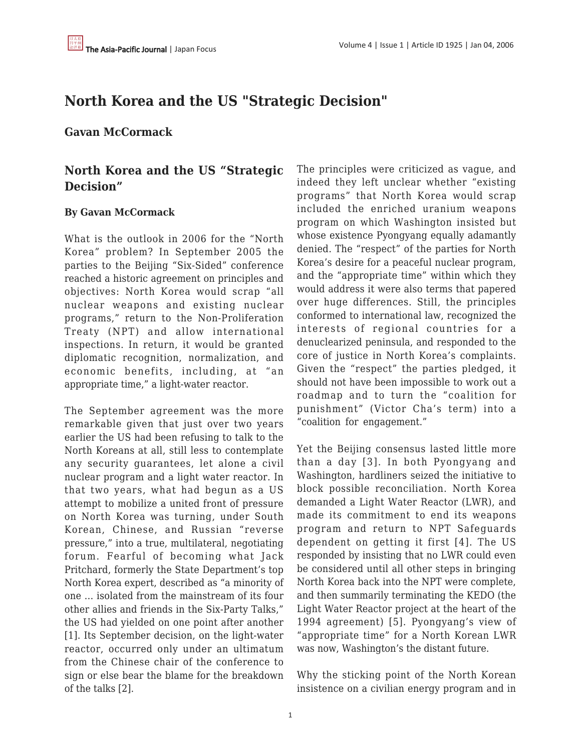# North Korea and the US "Strategic Decision"

**Gavan McCormack**

## North Korea and the US "Strategic Decision"

**By Gavan McCormack**

What is the outlook in 2006 for the "North Korea" problem? In September 2005 the parties to the Beijing "Six-Sided" conference reached a historic agreement on principles and objectives: North Korea would scrap "all nuclear weapons and existing nuclear programs," return to the Non-Proliferation Treaty (NPT) and allow international inspections. In return, it would be granted diplomatic recognition, normalization, and economic benefits, including, at "an appropriate time," a light-water reactor.

The September agreement was the more remarkable given that just over two years earlier the US had been refusing to talk to the North Koreans at all, still less to contemplate any security guarantees, let alone a civil nuclear program and a light water reactor. In that two years, what had begun as a US attempt to mobilize a united front of pressure on North Korea was turning, under South Korean, Chinese, and Russian "reverse pressure," into a true, multilateral, negotiating forum. Fearful of becoming what Jack Pritchard, formerly the State Department's top North Korea expert, described as "a minority of one … isolated from the mainstream of its four other allies and friends in the Six-Party Talks," the US had yielded on one point after another [1]. Its September decision, on the light-water reactor, occurred only under an ultimatum from the Chinese chair of the conference to sign or else bear the blame for the breakdown of the talks [2].

The principles were criticized as vague, and indeed they left unclear whether "existing programs" that North Korea would scrap included the enriched uranium weapons program on which Washington insisted but whose existence Pyongyang equally adamantly denied. The "respect" of the parties for North Korea's desire for a peaceful nuclear program, and the "appropriate time" within which they would address it were also terms that papered over huge differences. Still, the principles conformed to international law, recognized the interests of regional countries for a denuclearized peninsula, and responded to the core of justice in North Korea's complaints. Given the "respect" the parties pledged, it should not have been impossible to work out a roadmap and to turn the "coalition for punishment" (Victor Cha's term) into a "coalition for engagement."

Yet the Beijing consensus lasted little more than a day [3]. In both Pyongyang and Washington, hardliners seized the initiative to block possible reconciliation. North Korea demanded a Light Water Reactor (LWR), and made its commitment to end its weapons program and return to NPT Safeguards dependent on getting it first [4]. The US responded by insisting that no LWR could even be considered until all other steps in bringing North Korea back into the NPT were complete, and then summarily terminating the KEDO (the Light Water Reactor project at the heart of the 1994 agreement) [5]. Pyongyang's view of "appropriate time" for a North Korean LWR was now, Washington's the distant future.

Why the sticking point of the North Korean insistence on a civilian energy program and in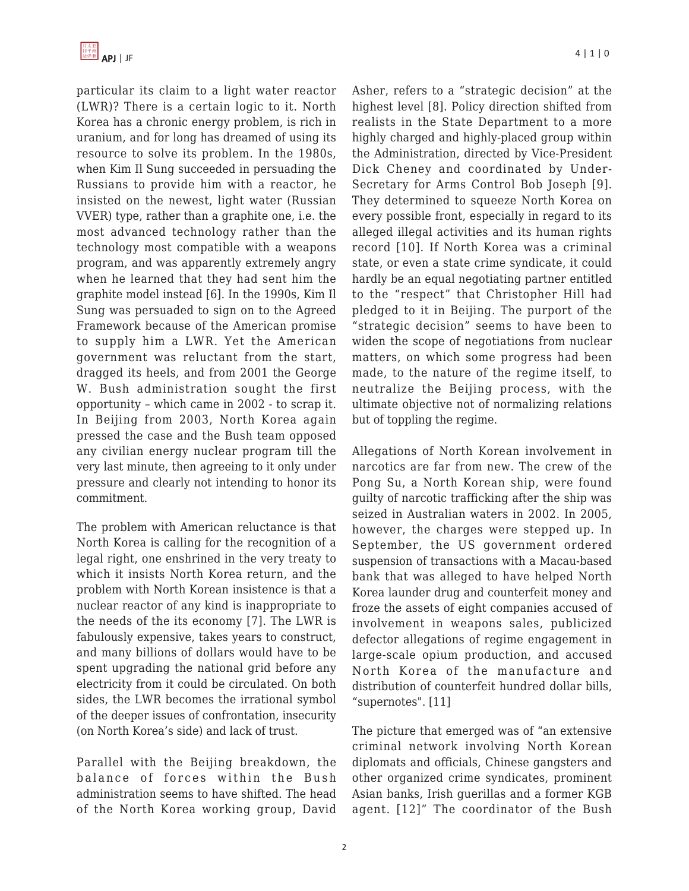particular its claim to a light water reactor (LWR)? There is a certain logic to it. North Korea has a chronic energy problem, is rich in uranium, and for long has dreamed of using its resource to solve its problem. In the 1980s, when Kim Il Sung succeeded in persuading the Russians to provide him with a reactor, he insisted on the newest, light water (Russian VVER) type, rather than a graphite one, i.e. the most advanced technology rather than the technology most compatible with a weapons program, and was apparently extremely angry when he learned that they had sent him the graphite model instead [6]. In the 1990s, Kim Il Sung was persuaded to sign on to the Agreed Framework because of the American promise to supply him a LWR. Yet the American government was reluctant from the start, dragged its heels, and from 2001 the George W. Bush administration sought the first opportunity – which came in 2002 - to scrap it. In Beijing from 2003, North Korea again pressed the case and the Bush team opposed any civilian energy nuclear program till the very last minute, then agreeing to it only under pressure and clearly not intending to honor its commitment.

The problem with American reluctance is that North Korea is calling for the recognition of a legal right, one enshrined in the very treaty to which it insists North Korea return, and the problem with North Korean insistence is that a nuclear reactor of any kind is inappropriate to the needs of the its economy [7]. The LWR is fabulously expensive, takes years to construct, and many billions of dollars would have to be spent upgrading the national grid before any electricity from it could be circulated. On both sides, the LWR becomes the irrational symbol of the deeper issues of confrontation, insecurity (on North Korea's side) and lack of trust.

Parallel with the Beijing breakdown, the balance of forces within the Bush administration seems to have shifted. The head of the North Korea working group, David Asher, refers to a "strategic decision" at the highest level [8]. Policy direction shifted from realists in the State Department to a more highly charged and highly-placed group within the Administration, directed by Vice-President Dick Cheney and coordinated by Under-Secretary for Arms Control Bob Joseph [9]. They determined to squeeze North Korea on every possible front, especially in regard to its alleged illegal activities and its human rights record [10]. If North Korea was a criminal state, or even a state crime syndicate, it could hardly be an equal negotiating partner entitled to the "respect" that Christopher Hill had pledged to it in Beijing. The purport of the "strategic decision" seems to have been to widen the scope of negotiations from nuclear matters, on which some progress had been made, to the nature of the regime itself, to neutralize the Beijing process, with the ultimate objective not of normalizing relations but of toppling the regime.

Allegations of North Korean involvement in narcotics are far from new. The crew of the Pong Su, a North Korean ship, were found guilty of narcotic trafficking after the ship was seized in Australian waters in 2002. In 2005, however, the charges were stepped up. In September, the US government ordered suspension of transactions with a Macau-based bank that was alleged to have helped North Korea launder drug and counterfeit money and froze the assets of eight companies accused of involvement in weapons sales, publicized defector allegations of regime engagement in large-scale opium production, and accused North Korea of the manufacture and distribution of counterfeit hundred dollar bills, "supernotes". [11]

The picture that emerged was of "an extensive criminal network involving North Korean diplomats and officials, Chinese gangsters and other organized crime syndicates, prominent Asian banks, Irish guerillas and a former KGB agent. [12]" The coordinator of the Bush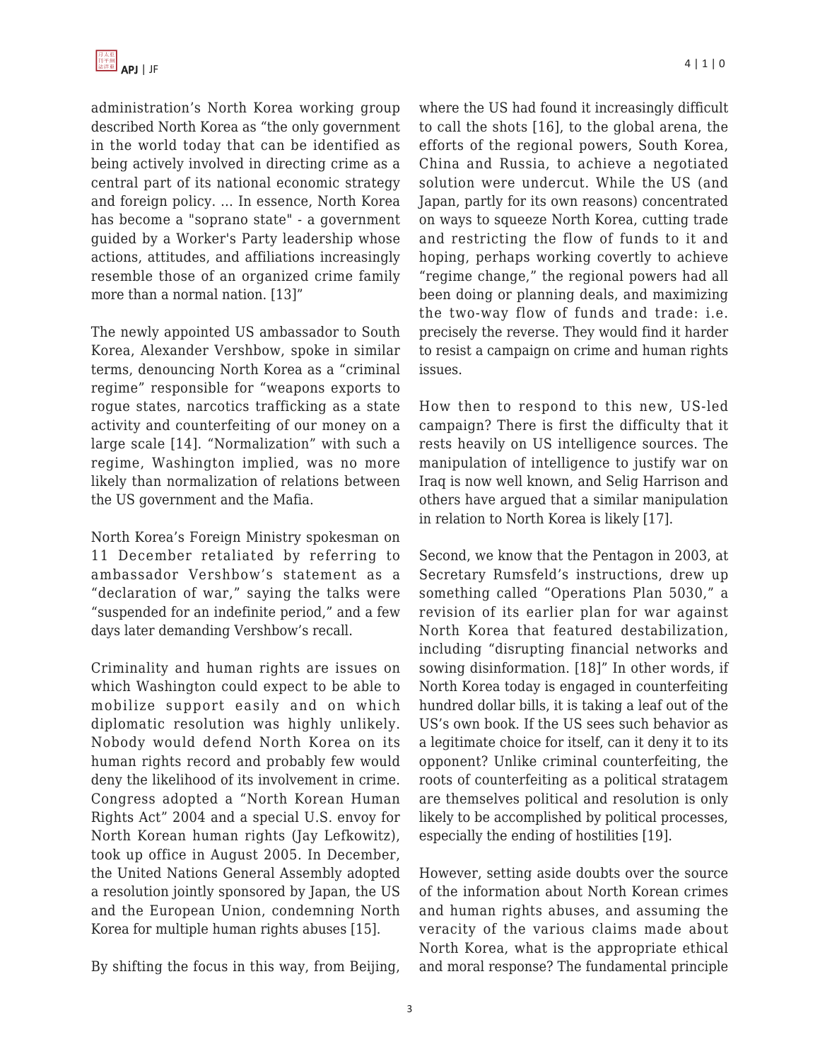administration's North Korea working group described North Korea as "the only government in the world today that can be identified as being actively involved in directing crime as a central part of its national economic strategy and foreign policy. ... In essence, North Korea has become a "soprano state" - a government guided by a Worker's Party leadership whose actions, attitudes, and affiliations increasingly resemble those of an organized crime family more than a normal nation. [13]"

The newly appointed US ambassador to South Korea, Alexander Vershbow, spoke in similar terms, denouncing North Korea as a "criminal regime" responsible for "weapons exports to rogue states, narcotics trafficking as a state activity and counterfeiting of our money on a large scale [14]. "Normalization" with such a regime, Washington implied, was no more likely than normalization of relations between the US government and the Mafia.

North Korea's Foreign Ministry spokesman on 11 December retaliated by referring to ambassador Vershbow's statement as a "declaration of war," saying the talks were "suspended for an indefinite period," and a few days later demanding Vershbow's recall.

Criminality and human rights are issues on which Washington could expect to be able to mobilize support easily and on which diplomatic resolution was highly unlikely. Nobody would defend North Korea on its human rights record and probably few would deny the likelihood of its involvement in crime. Congress adopted a "North Korean Human Rights Act" 2004 and a special U.S. envoy for North Korean human rights (Jay Lefkowitz), took up office in August 2005. In December, the United Nations General Assembly adopted a resolution jointly sponsored by Japan, the US and the European Union, condemning North Korea for multiple human rights abuses [15].

By shifting the focus in this way, from Beijing, where the US had found it increasingly difficult to call the shots [16], to the global arena, the efforts of the regional powers, South Korea, China and Russia, to achieve a negotiated solution were undercut. While the US (and Japan, partly for its own reasons) concentrated on ways to squeeze North Korea, cutting trade and restricting the flow of funds to it and hoping, perhaps working covertly to achieve "regime change," the regional powers had all been doing or planning deals, and maximizing the two-way flow of funds and trade: i.e. precisely the reverse. They would find it harder to resist a campaign on crime and human rights issues.

How then to respond to this new, US-led campaign? There is first the difficulty that it rests heavily on US intelligence sources. The manipulation of intelligence to justify war on Iraq is now well known, and Selig Harrison and others have argued that a similar manipulation in relation to North Korea is likely [17].

Second, we know that the Pentagon in 2003, at Secretary Rumsfeld's instructions, drew up something called "Operations Plan 5030," a revision of its earlier plan for war against North Korea that featured destabilization, including "disrupting financial networks and sowing disinformation. [18]" In other words, if North Korea today is engaged in counterfeiting hundred dollar bills, it is taking a leaf out of the US's own book. If the US sees such behavior as a legitimate choice for itself, can it deny it to its opponent? Unlike criminal counterfeiting, the roots of counterfeiting as a political stratagem are themselves political and resolution is only likely to be accomplished by political processes, especially the ending of hostilities [19].

However, setting aside doubts over the source of the information about North Korean crimes and human rights abuses, and assuming the veracity of the various claims made about North Korea, what is the appropriate ethical and moral response? The fundamental principle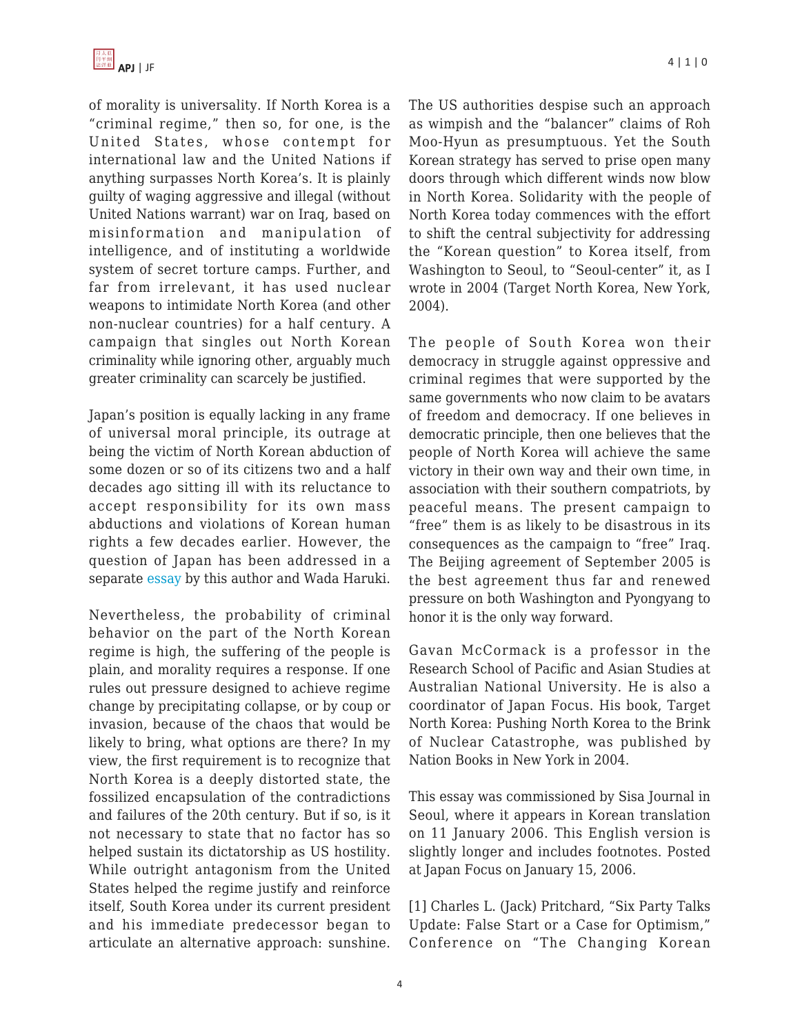of morality is universality. If North Korea is a "criminal regime," then so, for one, is the United States, whose contempt for international law and the United Nations if anything surpasses North Korea's. It is plainly guilty of waging aggressive and illegal (without United Nations warrant) war on Iraq, based on misinformation and manipulation of intelligence, and of instituting a worldwide system of secret torture camps. Further, and far from irrelevant, it has used nuclear weapons to intimidate North Korea (and other non-nuclear countries) for a half century. A campaign that singles out North Korean criminality while ignoring other, arguably much greater criminality can scarcely be justified.

Japan's position is equally lacking in any frame of universal moral principle, its outrage at being the victim of North Korean abduction of some dozen or so of its citizens two and a half decades ago sitting ill with its reluctance to accept responsibility for its own mass abductions and violations of Korean human rights a few decades earlier. However, the question of Japan has been addressed in a separate essay by this author and Wada Haruki.

Nevertheless, the probability of criminal behavior on the part of the North Korean regime is high, the suffering of the people is plain, and morality requires a response. If one rules out pressure designed to achieve regime change by precipitating collapse, or by coup or invasion, because of the chaos that would be likely to bring, what options are there? In my view, the first requirement is to recognize that North Korea is a deeply distorted state, the fossilized encapsulation of the contradictions and failures of the 20th century. But if so, is it not necessary to state that no factor has so helped sustain its dictatorship as US hostility. While outright antagonism from the United States helped the regime justify and reinforce itself, South Korea under its current president and his immediate predecessor began to articulate an alternative approach: sunshine. The US authorities despise such an approach as wimpish and the "balancer" claims of Roh Moo-Hyun as presumptuous. Yet the South Korean strategy has served to prise open many doors through which different winds now blow in North Korea. Solidarity with the people of North Korea today commences with the effort to shift the central subjectivity for addressing the "Korean question" to Korea itself, from Washington to Seoul, to "Seoul-center" it, as I wrote in 2004 (Target North Korea, New York, 2004).

The people of South Korea won their democracy in struggle against oppressive and criminal regimes that were supported by the same governments who now claim to be avatars of freedom and democracy. If one believes in democratic principle, then one believes that the people of North Korea will achieve the same victory in their own way and their own time, in association with their southern compatriots, by peaceful means. The present campaign to "free" them is as likely to be disastrous in its consequences as the campaign to "free" Iraq. The Beijing agreement of September 2005 is the best agreement thus far and renewed pressure on both Washington and Pyongyang to honor it is the only way forward.

Gavan McCormack is a professor in the Research School of Pacific and Asian Studies at Australian National University. He is also a coordinator of Japan Focus. His book, Target North Korea: Pushing North Korea to the Brink of Nuclear Catastrophe, was published by Nation Books in New York in 2004.

This essay was commissioned by Sisa Journal in Seoul, where it appears in Korean translation on 11 January 2006. This English version is slightly longer and includes footnotes. Posted at Japan Focus on January 15, 2006.

[1] Charles L. (Jack) Pritchard, "Six Party Talks Update: False Start or a Case for Optimism," Conference on "The Changing Korean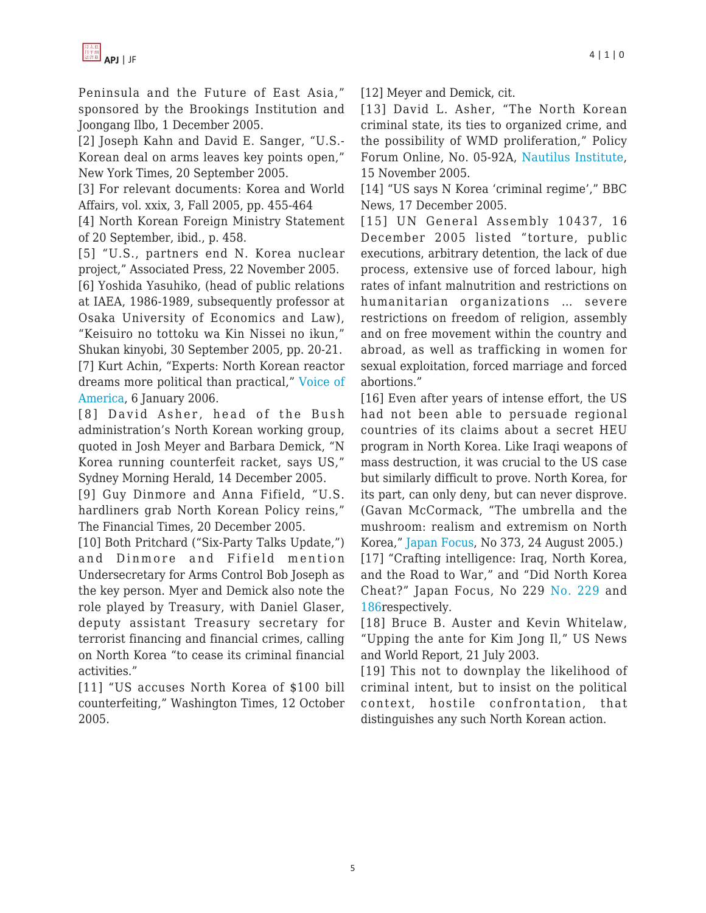Peninsula and the Future of East Asia," sponsored by the Brookings Institution and Joongang Ilbo, 1 December 2005.

[2] Joseph Kahn and David E. Sanger, "U.S.-Korean deal on arms leaves key points open," New York Times, 20 September 2005.

[3] For relevant documents: Korea and World Affairs, vol. xxix, 3, Fall 2005, pp. 455-464

[4] North Korean Foreign Ministry Statement of 20 September, ibid., p. 458.

[5] "U.S., partners end N. Korea nuclear project," Associated Press, 22 November 2005.

[6] Yoshida Yasuhiko, (head of public relations at IAEA, 1986-1989, subsequently professor at Osaka University of Economics and Law), "Keisuiro no tottoku wa Kin Nissei no ikun," Shukan kinyobi, 30 September 2005, pp. 20-21.

[7] Kurt Achin, "Experts: North Korean reactor dreams more political than practical," Voice of America, 6 January 2006.

[8] David Asher, head of the Bush administration's North Korean working group, quoted in Josh Meyer and Barbara Demick, "N Korea running counterfeit racket, says US," Sydney Morning Herald, 14 December 2005.

[9] Guy Dinmore and Anna Fifield, "U.S. hardliners grab North Korean Policy reins," The Financial Times, 20 December 2005.

[10] Both Pritchard ("Six-Party Talks Update,") and Dinmore and Fifield mention Undersecretary for Arms Control Bob Joseph as the key person. Myer and Demick also note the role played by Treasury, with Daniel Glaser, deputy assistant Treasury secretary for terrorist financing and financial crimes, calling on North Korea "to cease its criminal financial activities."

[11] "US accuses North Korea of $100 bill counterfeiting," Washington Times, 12 October 2005.

[12] Meyer and Demick, cit.

[13] David L. Asher, "The North Korean criminal state, its ties to organized crime, and the possibility of WMD proliferation," Policy Forum Online, No. 05-92A, Nautilus Institute, 15 November 2005.

[14] "US says N Korea 'criminal regime'," BBC News, 17 December 2005.

[15] UN General Assembly 10437, 16 December 2005 listed "torture, public executions, arbitrary detention, the lack of due process, extensive use of forced labour, high rates of infant malnutrition and restrictions on humanitarian organizations ... severe restrictions on freedom of religion, assembly and on free movement within the country and abroad, as well as trafficking in women for sexual exploitation, forced marriage and forced abortions."

[16] Even after years of intense effort, the US had not been able to persuade regional countries of its claims about a secret HEU program in North Korea. Like Iraqi weapons of mass destruction, it was crucial to the US case but similarly difficult to prove. North Korea, for its part, can only deny, but can never disprove. (Gavan McCormack, "The umbrella and the mushroom: realism and extremism on North Korea," Japan Focus, No 373, 24 August 2005.)

[17] "Crafting intelligence: Iraq, North Korea, and the Road to War," and "Did North Korea Cheat?" Japan Focus, No 229 No. 229 and 186respectively.

[18] Bruce B. Auster and Kevin Whitelaw, "Upping the ante for Kim Jong Il," US News and World Report, 21 July 2003.

[19] This not to downplay the likelihood of criminal intent, but to insist on the political context, hostile confrontation, that distinguishes any such North Korean action.